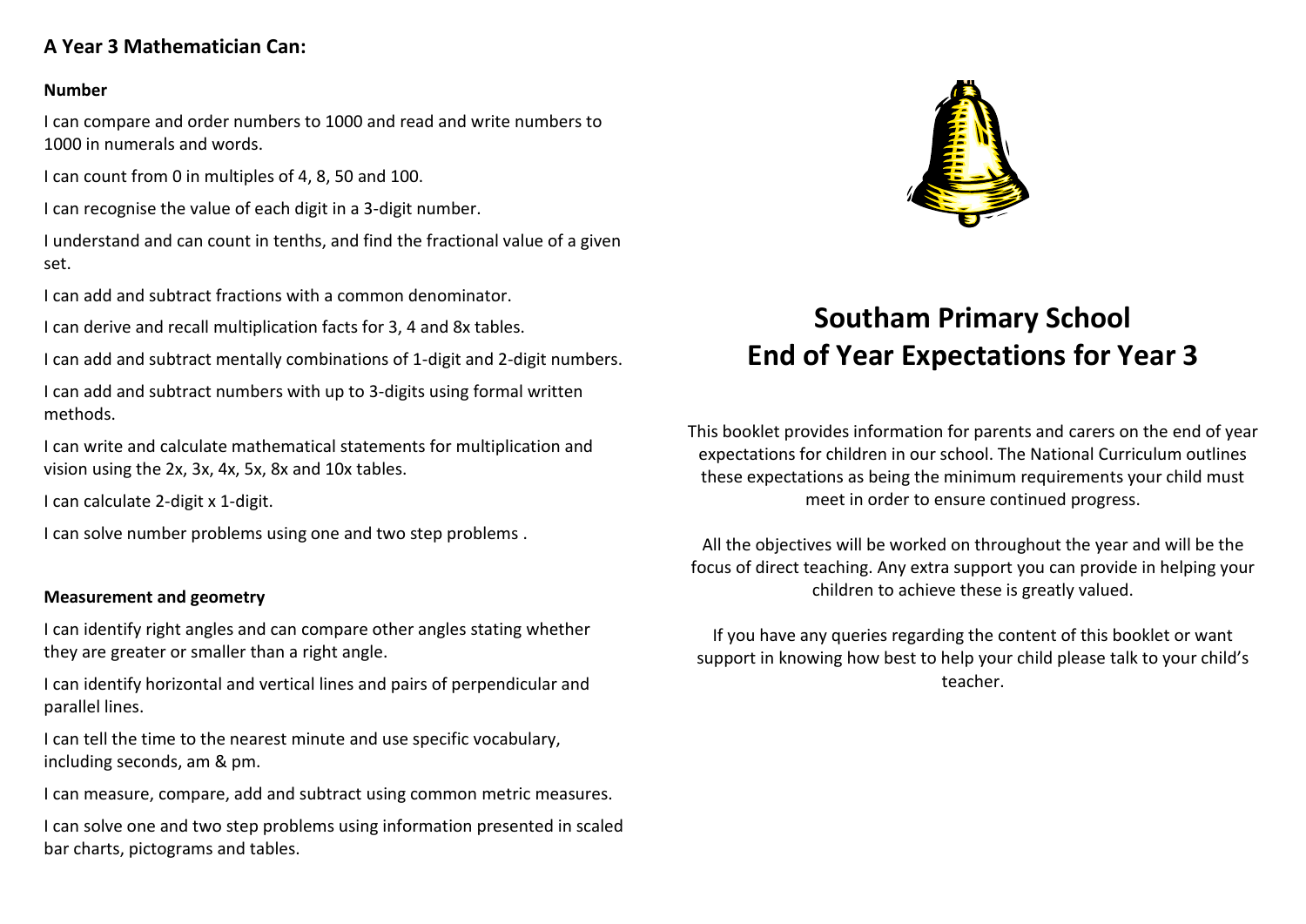## A Year 3 Mathematician Can:

### Number

I can compare and order numbers to 1000 and read and write numbers to 1000 in numerals and words.

I can count from 0 in multiples of 4, 8, 50 and 100.

I can recognise the value of each digit in a 3-digit number.

I understand and can count in tenths, and find the fractional value of a given set.

I can add and subtract fractions with a common denominator.

I can derive and recall multiplication facts for 3, 4 and 8x tables.

I can add and subtract mentally combinations of 1-digit and 2-digit numbers.

I can add and subtract numbers with up to 3-digits using formal written methods.

I can write and calculate mathematical statements for multiplication and vision using the 2x, 3x, 4x, 5x, 8x and 10x tables.

I can calculate 2-digit x 1-digit.

I can solve number problems using one and two step problems .

### Measurement and geometry

I can identify right angles and can compare other angles stating whether they are greater or smaller than a right angle.

I can identify horizontal and vertical lines and pairs of perpendicular and parallel lines.

I can tell the time to the nearest minute and use specific vocabulary, including seconds, am & pm.

I can measure, compare, add and subtract using common metric measures.

I can solve one and two step problems using information presented in scaled bar charts, pictograms and tables.

# Southam Primary School
# End of Year Expectations for Year 3

This booklet provides information for parents and carers on the end of year expectations for children in our school. The National Curriculum outlines these expectations as being the minimum requirements your child must meet in order to ensure continued progress.

All the objectives will be worked on throughout the year and will be the focus of direct teaching. Any extra support you can provide in helping your children to achieve these is greatly valued.

If you have any queries regarding the content of this booklet or want support in knowing how best to help your child please talk to your child's teacher.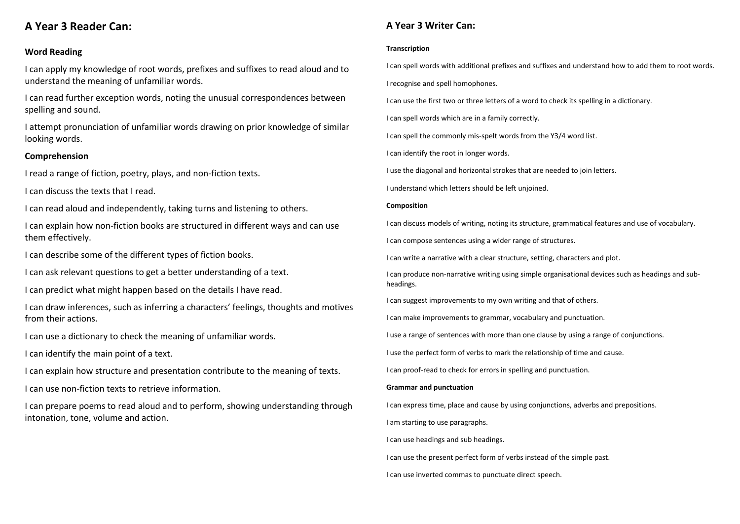## A Year 3 Reader Can:

### Word Reading

I can apply my knowledge of root words, prefixes and suffixes to read aloud and to understand the meaning of unfamiliar words.

I can read further exception words, noting the unusual correspondences between spelling and sound.

I attempt pronunciation of unfamiliar words drawing on prior knowledge of similar looking words.

### Comprehension

I read a range of fiction, poetry, plays, and non-fiction texts.

I can discuss the texts that I read.

I can read aloud and independently, taking turns and listening to others.

I can explain how non-fiction books are structured in different ways and can use them effectively.

I can describe some of the different types of fiction books.

I can ask relevant questions to get a better understanding of a text.

I can predict what might happen based on the details I have read.

I can draw inferences, such as inferring a characters' feelings, thoughts and motives from their actions.

I can use a dictionary to check the meaning of unfamiliar words.

I can identify the main point of a text.

I can explain how structure and presentation contribute to the meaning of texts.

I can use non-fiction texts to retrieve information.

I can prepare poems to read aloud and to perform, showing understanding through intonation, tone, volume and action.

## A Year 3 Writer Can:

### Transcription

I can spell words with additional prefixes and suffixes and understand how to add them to root words.

I recognise and spell homophones.

I can use the first two or three letters of a word to check its spelling in a dictionary.

I can spell words which are in a family correctly.

I can spell the commonly mis-spelt words from the Y3/4 word list.

I can identify the root in longer words.

I use the diagonal and horizontal strokes that are needed to join letters.

I understand which letters should be left unjoined.

### Composition

I can discuss models of writing, noting its structure, grammatical features and use of vocabulary.

I can compose sentences using a wider range of structures.

I can write a narrative with a clear structure, setting, characters and plot.

I can produce non-narrative writing using simple organisational devices such as headings and sub-headings.

I can suggest improvements to my own writing and that of others.

I can make improvements to grammar, vocabulary and punctuation.

I use a range of sentences with more than one clause by using a range of conjunctions.

I use the perfect form of verbs to mark the relationship of time and cause.

I can proof-read to check for errors in spelling and punctuation.

### Grammar and punctuation

I can express time, place and cause by using conjunctions, adverbs and prepositions.

I am starting to use paragraphs.

I can use headings and sub headings.

I can use the present perfect form of verbs instead of the simple past.

I can use inverted commas to punctuate direct speech.